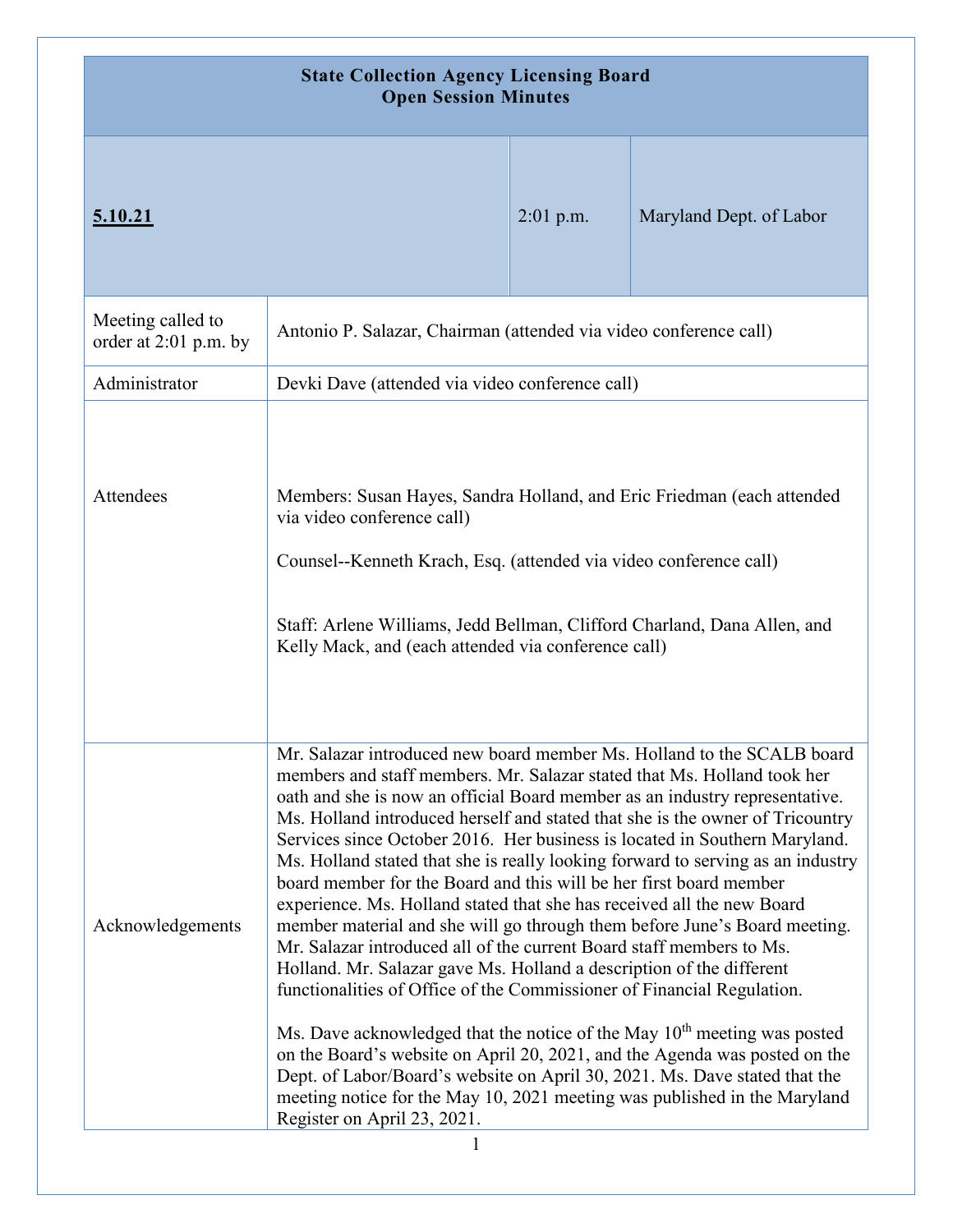# State Collection Agency Licensing Board
## Open Session Minutes

| **5.10.21** | 2:01 p.m. | Maryland Dept. of Labor |
|---|---|---|

| | |
|---|---|
| Meeting called to order at 2:01 p.m. by | Antonio P. Salazar, Chairman (attended via video conference call) |
| Administrator | Devki Dave (attended via video conference call) |
| Attendees | Members: Susan Hayes, Sandra Holland, and Eric Friedman (each attended via video conference call)<br><br>Counsel--Kenneth Krach, Esq. (attended via video conference call)<br><br>Staff: Arlene Williams, Jedd Bellman, Clifford Charland, Dana Allen, and Kelly Mack, and (each attended via conference call) |
| Acknowledgements | Mr. Salazar introduced new board member Ms. Holland to the SCALB board members and staff members. Mr. Salazar stated that Ms. Holland took her oath and she is now an official Board member as an industry representative. Ms. Holland introduced herself and stated that she is the owner of Tricountry Services since October 2016. Her business is located in Southern Maryland. Ms. Holland stated that she is really looking forward to serving as an industry board member for the Board and this will be her first board member experience. Ms. Holland stated that she has received all the new Board member material and she will go through them before June's Board meeting. Mr. Salazar introduced all of the current Board staff members to Ms. Holland. Mr. Salazar gave Ms. Holland a description of the different functionalities of Office of the Commissioner of Financial Regulation.<br><br>Ms. Dave acknowledged that the notice of the May 10th meeting was posted on the Board's website on April 20, 2021, and the Agenda was posted on the Dept. of Labor/Board's website on April 30, 2021. Ms. Dave stated that the meeting notice for the May 10, 2021 meeting was published in the Maryland Register on April 23, 2021. |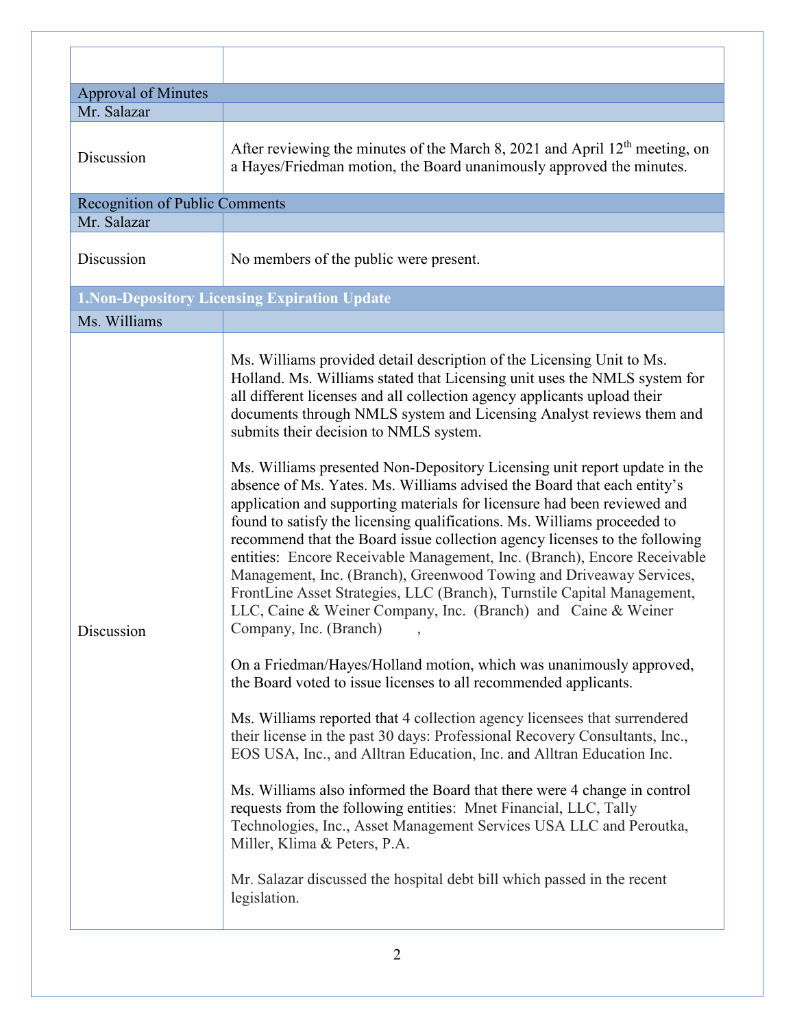| | |
|---|---|
| | |
| **Approval of Minutes** | |
| Mr. Salazar | |
| Discussion | After reviewing the minutes of the March 8, 2021 and April 12th meeting, on a Hayes/Friedman motion, the Board unanimously approved the minutes. |
| **Recognition of Public Comments** | |
| Mr. Salazar | |
| Discussion | No members of the public were present. |
| **1.Non-Depository Licensing Expiration Update** | |
| Ms. Williams | |
| Discussion | Ms. Williams provided detail description of the Licensing Unit to Ms. Holland. Ms. Williams stated that Licensing unit uses the NMLS system for all different licenses and all collection agency applicants upload their documents through NMLS system and Licensing Analyst reviews them and submits their decision to NMLS system.<br><br>Ms. Williams presented Non-Depository Licensing unit report update in the absence of Ms. Yates. Ms. Williams advised the Board that each entity's application and supporting materials for licensure had been reviewed and found to satisfy the licensing qualifications. Ms. Williams proceeded to recommend that the Board issue collection agency licenses to the following entities: Encore Receivable Management, Inc. (Branch), Encore Receivable Management, Inc. (Branch), Greenwood Towing and Driveaway Services, FrontLine Asset Strategies, LLC (Branch), Turnstile Capital Management, LLC, Caine & Weiner Company, Inc. (Branch) and Caine & Weiner Company, Inc. (Branch) ,<br><br>On a Friedman/Hayes/Holland motion, which was unanimously approved, the Board voted to issue licenses to all recommended applicants.<br><br>Ms. Williams reported that 4 collection agency licensees that surrendered their license in the past 30 days: Professional Recovery Consultants, Inc., EOS USA, Inc., and Alltran Education, Inc. and Alltran Education Inc.<br><br>Ms. Williams also informed the Board that there were 4 change in control requests from the following entities: Mnet Financial, LLC, Tally Technologies, Inc., Asset Management Services USA LLC and Peroutka, Miller, Klima & Peters, P.A.<br><br>Mr. Salazar discussed the hospital debt bill which passed in the recent legislation. |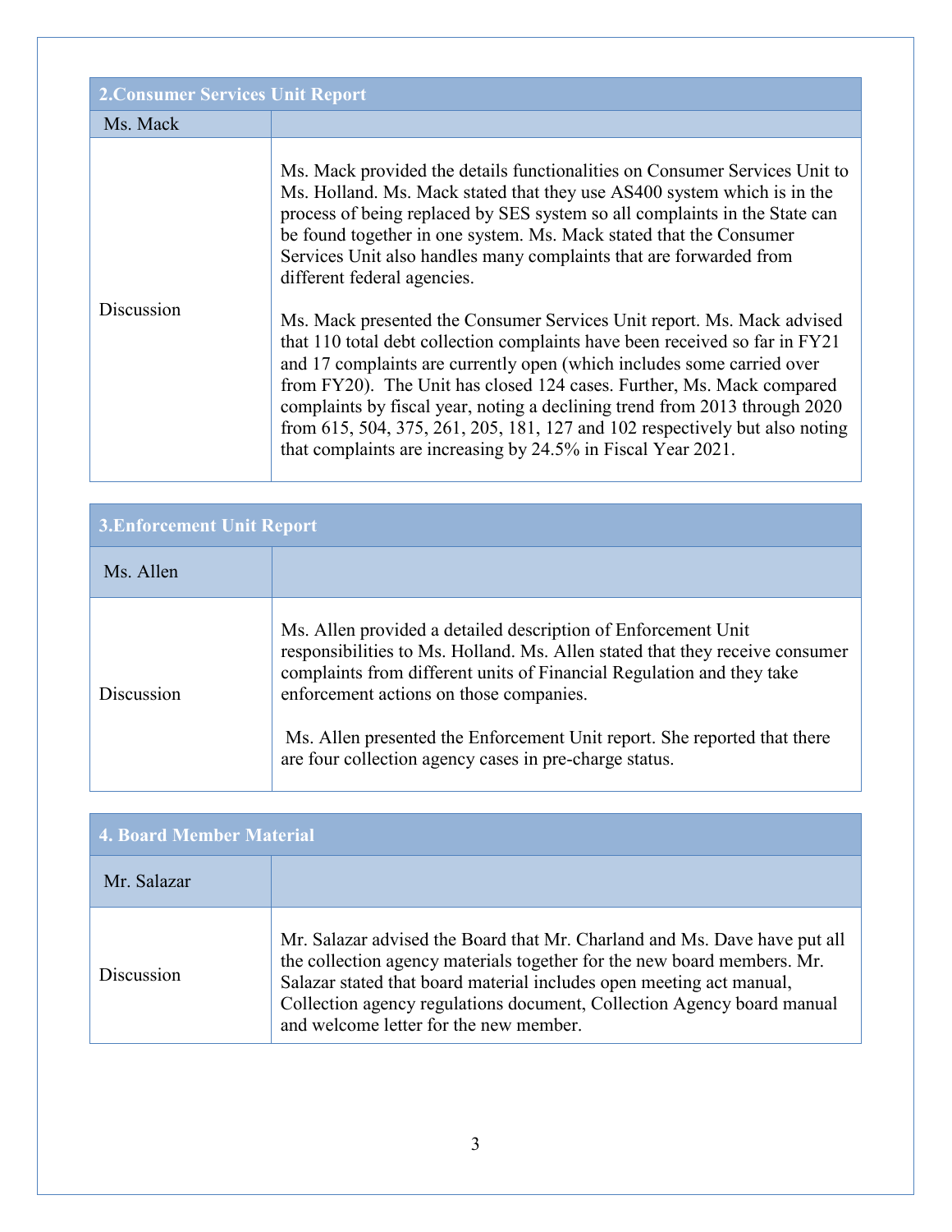| 2.Consumer Services Unit Report | |
|---|---|
| Ms. Mack | |
| Discussion | Ms. Mack provided the details functionalities on Consumer Services Unit to Ms. Holland. Ms. Mack stated that they use AS400 system which is in the process of being replaced by SES system so all complaints in the State can be found together in one system. Ms. Mack stated that the Consumer Services Unit also handles many complaints that are forwarded from different federal agencies.<br><br>Ms. Mack presented the Consumer Services Unit report. Ms. Mack advised that 110 total debt collection complaints have been received so far in FY21 and 17 complaints are currently open (which includes some carried over from FY20). The Unit has closed 124 cases. Further, Ms. Mack compared complaints by fiscal year, noting a declining trend from 2013 through 2020 from 615, 504, 375, 261, 205, 181, 127 and 102 respectively but also noting that complaints are increasing by 24.5% in Fiscal Year 2021. |

| 3.Enforcement Unit Report | |
|---|---|
| Ms. Allen | |
| Discussion | Ms. Allen provided a detailed description of Enforcement Unit responsibilities to Ms. Holland. Ms. Allen stated that they receive consumer complaints from different units of Financial Regulation and they take enforcement actions on those companies.<br><br>Ms. Allen presented the Enforcement Unit report. She reported that there are four collection agency cases in pre-charge status. |

| 4. Board Member Material | |
|---|---|
| Mr. Salazar | |
| Discussion | Mr. Salazar advised the Board that Mr. Charland and Ms. Dave have put all the collection agency materials together for the new board members. Mr. Salazar stated that board material includes open meeting act manual, Collection agency regulations document, Collection Agency board manual and welcome letter for the new member. |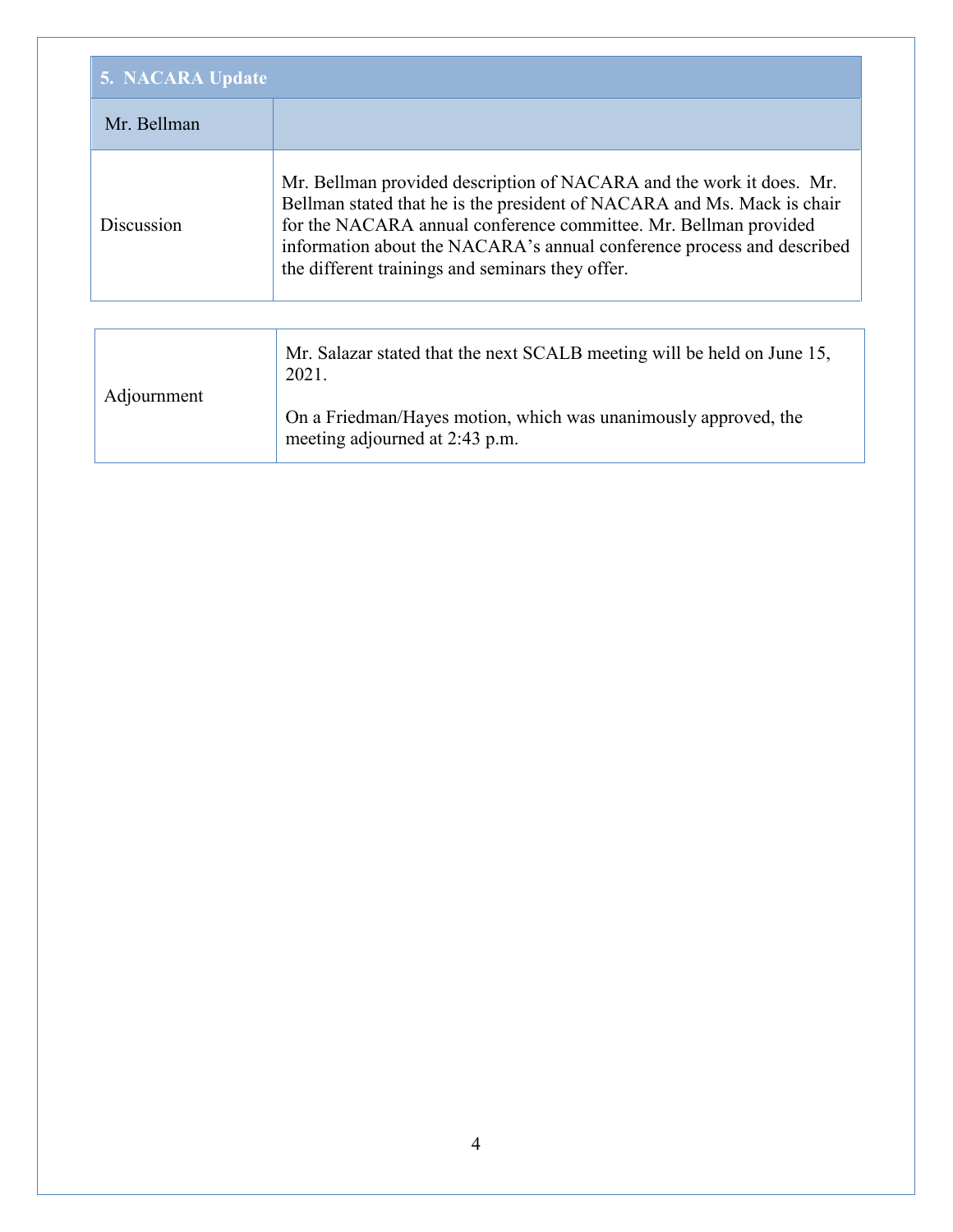| 5. NACARA Update | |
|---|---|
| Mr. Bellman | |
| Discussion | Mr. Bellman provided description of NACARA and the work it does. Mr. Bellman stated that he is the president of NACARA and Ms. Mack is chair for the NACARA annual conference committee. Mr. Bellman provided information about the NACARA's annual conference process and described the different trainings and seminars they offer. |

| | |
|---|---|
| Adjournment | Mr. Salazar stated that the next SCALB meeting will be held on June 15, 2021.<br><br>On a Friedman/Hayes motion, which was unanimously approved, the meeting adjourned at 2:43 p.m. |